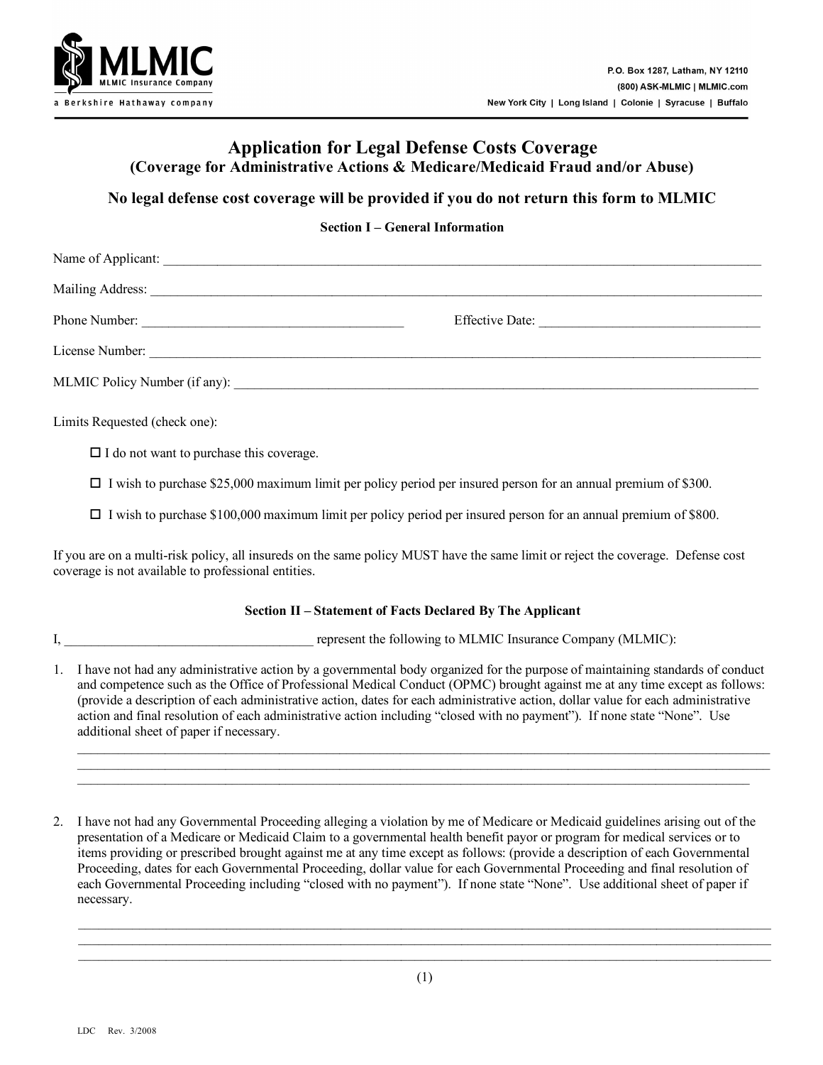MLMIC
MLMIC Insurance Company
a Berkshire Hathaway company

P.O. Box 1287, Latham, NY 12110
(800) ASK-MLMIC | MLMIC.com
New York City | Long Island | Colonie | Syracuse | Buffalo

# Application for Legal Defense Costs Coverage

## (Coverage for Administrative Actions & Medicare/Medicaid Fraud and/or Abuse)

**No legal defense cost coverage will be provided if you do not return this form to MLMIC**

### Section I – General Information

Name of Applicant: ______________________________________________

Mailing Address: ______________________________________________

Phone Number: ________________________ Effective Date: ________________________

License Number: ______________________________________________

MLMIC Policy Number (if any): ______________________________________________

Limits Requested (check one):

- ☐ I do not want to purchase this coverage.
- ☐ I wish to purchase $25,000 maximum limit per policy period per insured person for an annual premium of $300.
- ☐ I wish to purchase $100,000 maximum limit per policy period per insured person for an annual premium of $800.

If you are on a multi-risk policy, all insureds on the same policy MUST have the same limit or reject the coverage. Defense cost coverage is not available to professional entities.

### Section II – Statement of Facts Declared By The Applicant

I, ________________________ represent the following to MLMIC Insurance Company (MLMIC):

1. I have not had any administrative action by a governmental body organized for the purpose of maintaining standards of conduct and competence such as the Office of Professional Medical Conduct (OPMC) brought against me at any time except as follows: (provide a description of each administrative action, dates for each administrative action, dollar value for each administrative action and final resolution of each administrative action including "closed with no payment"). If none state "None". Use additional sheet of paper if necessary.

   ______________________________________________
   ______________________________________________
   ______________________________________________

2. I have not had any Governmental Proceeding alleging a violation by me of Medicare or Medicaid guidelines arising out of the presentation of a Medicare or Medicaid Claim to a governmental health benefit payor or program for medical services or to items providing or prescribed brought against me at any time except as follows: (provide a description of each Governmental Proceeding, dates for each Governmental Proceeding, dollar value for each Governmental Proceeding and final resolution of each Governmental Proceeding including "closed with no payment"). If none state "None". Use additional sheet of paper if necessary.

   ______________________________________________
   ______________________________________________
   ______________________________________________

LDC Rev. 3/2008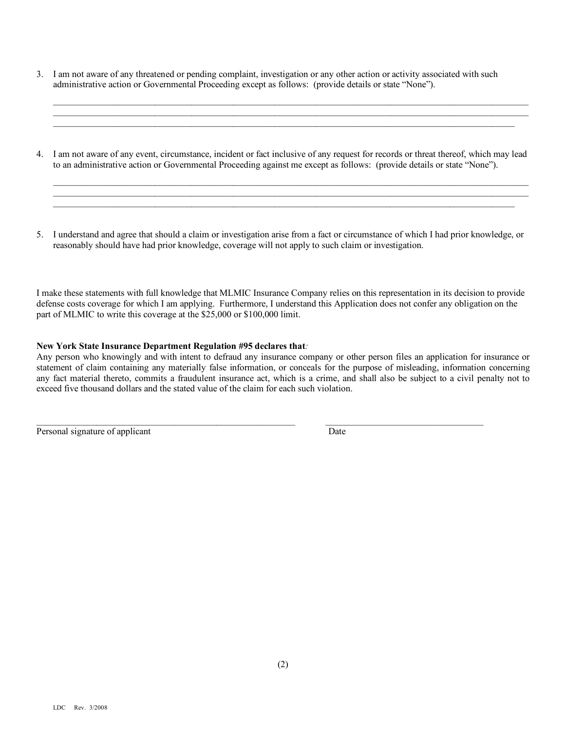3. I am not aware of any threatened or pending complaint, investigation or any other action or activity associated with such administrative action or Governmental Proceeding except as follows: (provide details or state "None").

   ______________________________________________________________________________
   ______________________________________________________________________________
   ______________________________________________________________________________

4. I am not aware of any event, circumstance, incident or fact inclusive of any request for records or threat thereof, which may lead to an administrative action or Governmental Proceeding against me except as follows: (provide details or state "None").

   ______________________________________________________________________________
   ______________________________________________________________________________
   ______________________________________________________________________________

5. I understand and agree that should a claim or investigation arise from a fact or circumstance of which I had prior knowledge, or reasonably should have had prior knowledge, coverage will not apply to such claim or investigation.

I make these statements with full knowledge that MLMIC Insurance Company relies on this representation in its decision to provide defense costs coverage for which I am applying. Furthermore, I understand this Application does not confer any obligation on the part of MLMIC to write this coverage at the $25,000 or $100,000 limit.

**New York State Insurance Department Regulation #95 declares that***:*
Any person who knowingly and with intent to defraud any insurance company or other person files an application for insurance or statement of claim containing any materially false information, or conceals for the purpose of misleading, information concerning any fact material thereto, commits a fraudulent insurance act, which is a crime, and shall also be subject to a civil penalty not to exceed five thousand dollars and the stated value of the claim for each such violation.

______________________________________________ ____________________________
Personal signature of applicant Date

LDC Rev. 3/2008